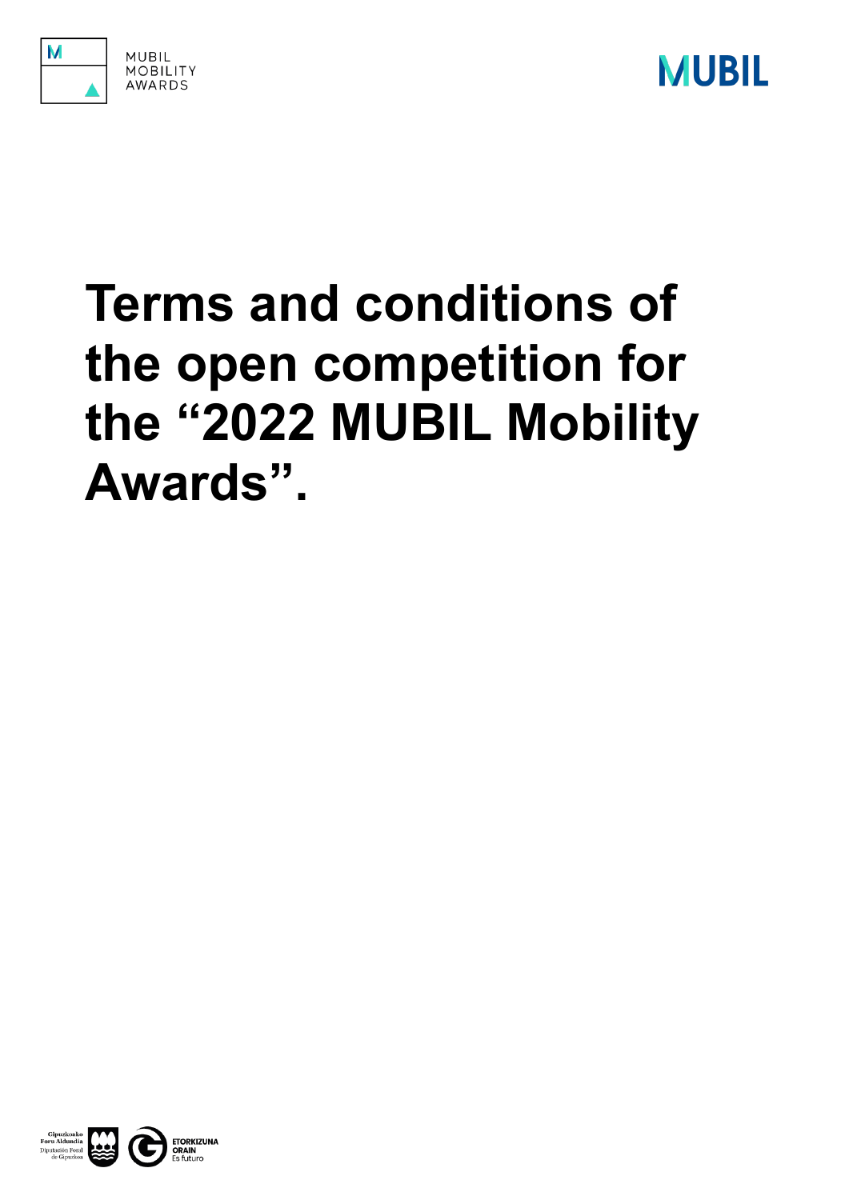# Terms and conditions of the open competition for the "2022 MUBIL Mobility Awards".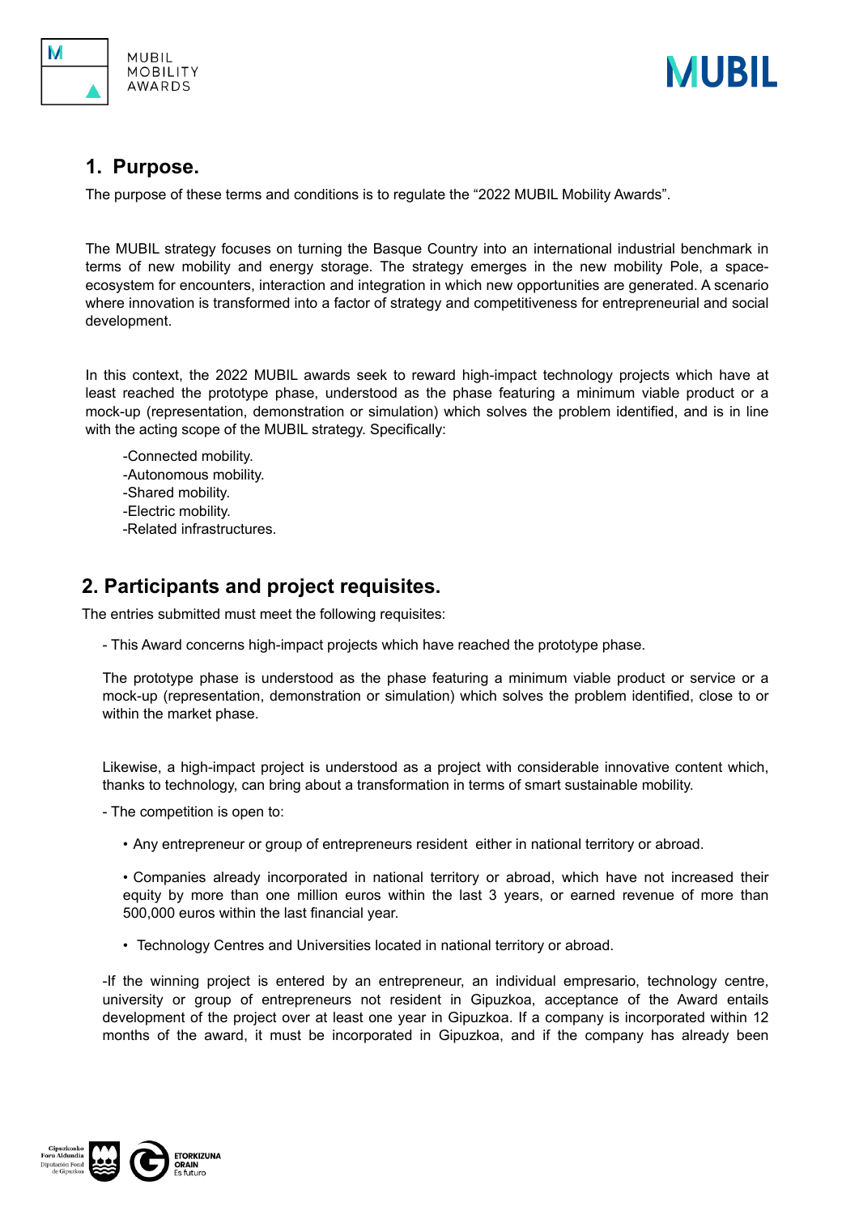## 1. Purpose.

The purpose of these terms and conditions is to regulate the “2022 MUBIL Mobility Awards”.

The MUBIL strategy focuses on turning the Basque Country into an international industrial benchmark in terms of new mobility and energy storage. The strategy emerges in the new mobility Pole, a space-ecosystem for encounters, interaction and integration in which new opportunities are generated. A scenario where innovation is transformed into a factor of strategy and competitiveness for entrepreneurial and social development.

In this context, the 2022 MUBIL awards seek to reward high-impact technology projects which have at least reached the prototype phase, understood as the phase featuring a minimum viable product or a mock-up (representation, demonstration or simulation) which solves the problem identified, and is in line with the acting scope of the MUBIL strategy. Specifically:

-Connected mobility.
-Autonomous mobility.
-Shared mobility.
-Electric mobility.
-Related infrastructures.

## 2. Participants and project requisites.

The entries submitted must meet the following requisites:

- This Award concerns high-impact projects which have reached the prototype phase.

The prototype phase is understood as the phase featuring a minimum viable product or service or a mock-up (representation, demonstration or simulation) which solves the problem identified, close to or within the market phase.

Likewise, a high-impact project is understood as a project with considerable innovative content which, thanks to technology, can bring about a transformation in terms of smart sustainable mobility.

- The competition is open to:

  • Any entrepreneur or group of entrepreneurs resident either in national territory or abroad.

  • Companies already incorporated in national territory or abroad, which have not increased their equity by more than one million euros within the last 3 years, or earned revenue of more than 500,000 euros within the last financial year.

  • Technology Centres and Universities located in national territory or abroad.

-If the winning project is entered by an entrepreneur, an individual empresario, technology centre, university or group of entrepreneurs not resident in Gipuzkoa, acceptance of the Award entails development of the project over at least one year in Gipuzkoa. If a company is incorporated within 12 months of the award, it must be incorporated in Gipuzkoa, and if the company has already been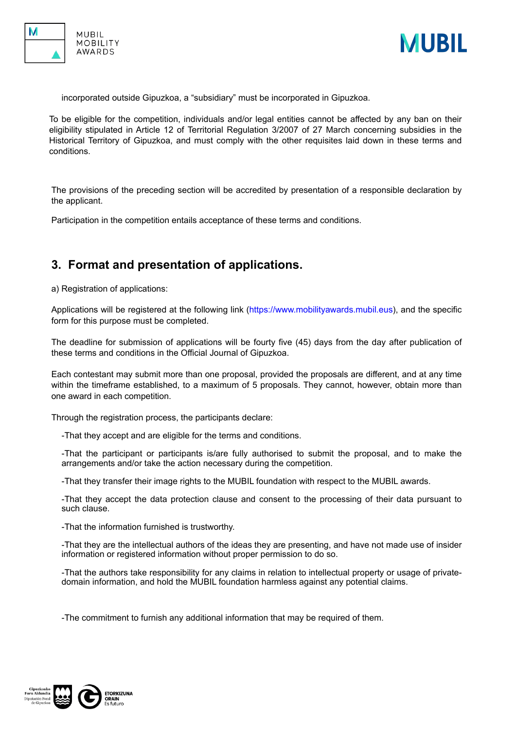incorporated outside Gipuzkoa, a “subsidiary” must be incorporated in Gipuzkoa.

To be eligible for the competition, individuals and/or legal entities cannot be affected by any ban on their eligibility stipulated in Article 12 of Territorial Regulation 3/2007 of 27 March concerning subsidies in the Historical Territory of Gipuzkoa, and must comply with the other requisites laid down in these terms and conditions.

The provisions of the preceding section will be accredited by presentation of a responsible declaration by the applicant.

Participation in the competition entails acceptance of these terms and conditions.

## 3. Format and presentation of applications.

a) Registration of applications:

Applications will be registered at the following link (https://www.mobilityawards.mubil.eus), and the specific form for this purpose must be completed.

The deadline for submission of applications will be fourty five (45) days from the day after publication of these terms and conditions in the Official Journal of Gipuzkoa.

Each contestant may submit more than one proposal, provided the proposals are different, and at any time within the timeframe established, to a maximum of 5 proposals. They cannot, however, obtain more than one award in each competition.

Through the registration process, the participants declare:

-That they accept and are eligible for the terms and conditions.

-That the participant or participants is/are fully authorised to submit the proposal, and to make the arrangements and/or take the action necessary during the competition.

-That they transfer their image rights to the MUBIL foundation with respect to the MUBIL awards.

-That they accept the data protection clause and consent to the processing of their data pursuant to such clause.

-That the information furnished is trustworthy.

-That they are the intellectual authors of the ideas they are presenting, and have not made use of insider information or registered information without proper permission to do so.

-That the authors take responsibility for any claims in relation to intellectual property or usage of private-domain information, and hold the MUBIL foundation harmless against any potential claims.

-The commitment to furnish any additional information that may be required of them.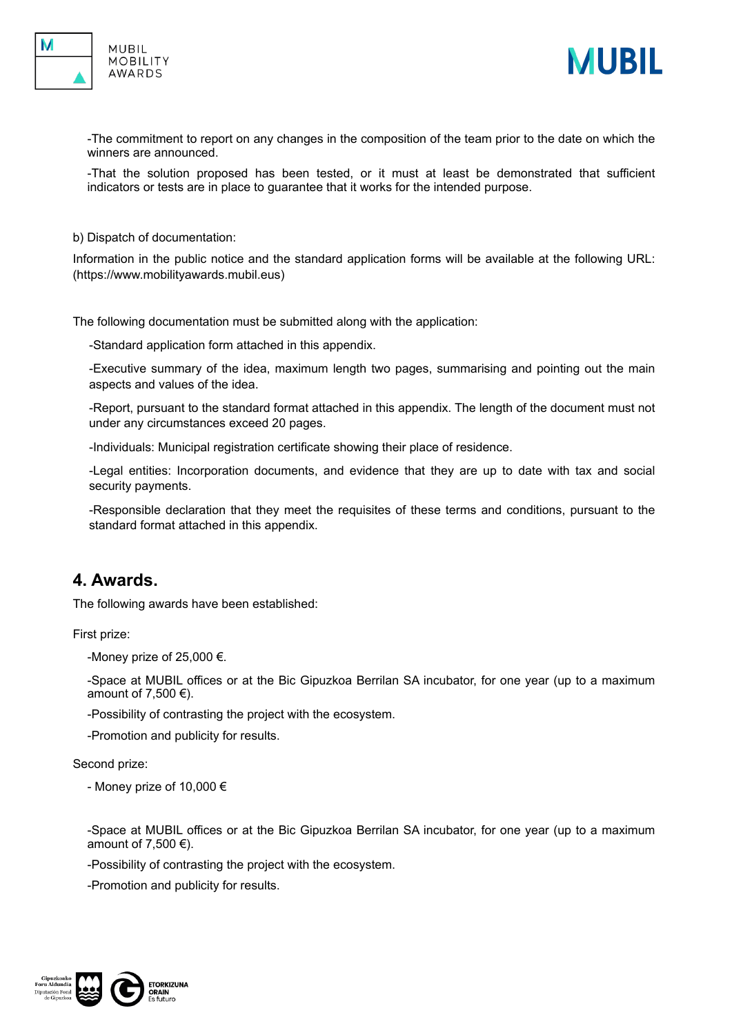-The commitment to report on any changes in the composition of the team prior to the date on which the winners are announced.

-That the solution proposed has been tested, or it must at least be demonstrated that sufficient indicators or tests are in place to guarantee that it works for the intended purpose.

b) Dispatch of documentation:

Information in the public notice and the standard application forms will be available at the following URL: (https://www.mobilityawards.mubil.eus)

The following documentation must be submitted along with the application:

-Standard application form attached in this appendix.

-Executive summary of the idea, maximum length two pages, summarising and pointing out the main aspects and values of the idea.

-Report, pursuant to the standard format attached in this appendix. The length of the document must not under any circumstances exceed 20 pages.

-Individuals: Municipal registration certificate showing their place of residence.

-Legal entities: Incorporation documents, and evidence that they are up to date with tax and social security payments.

-Responsible declaration that they meet the requisites of these terms and conditions, pursuant to the standard format attached in this appendix.

## 4. Awards.

The following awards have been established:

First prize:

-Money prize of 25,000 €.

-Space at MUBIL offices or at the Bic Gipuzkoa Berrilan SA incubator, for one year (up to a maximum amount of 7,500 €).

-Possibility of contrasting the project with the ecosystem.

-Promotion and publicity for results.

Second prize:

- Money prize of 10,000 €

-Space at MUBIL offices or at the Bic Gipuzkoa Berrilan SA incubator, for one year (up to a maximum amount of 7,500 €).

-Possibility of contrasting the project with the ecosystem.

-Promotion and publicity for results.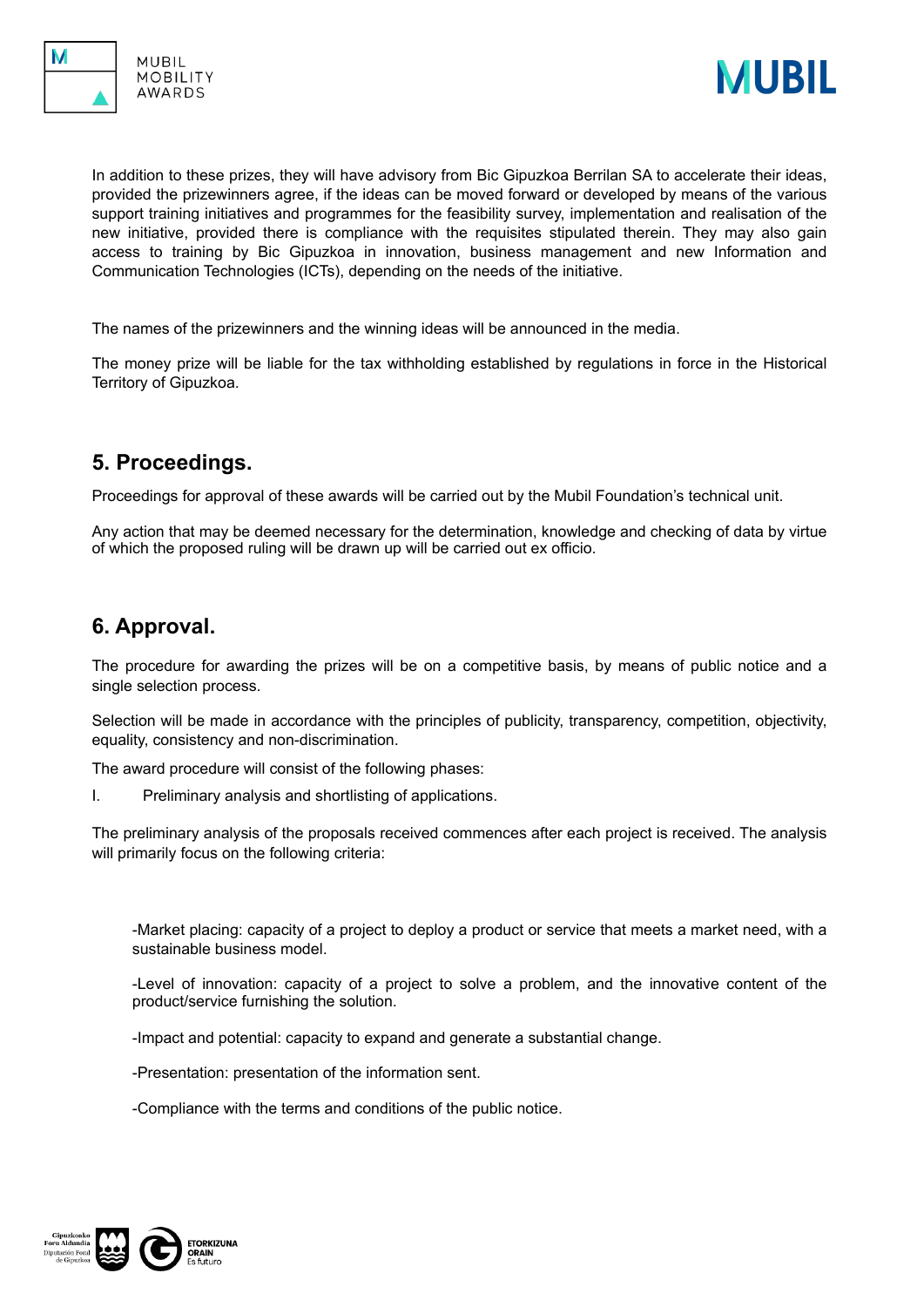In addition to these prizes, they will have advisory from Bic Gipuzkoa Berrilan SA to accelerate their ideas, provided the prizewinners agree, if the ideas can be moved forward or developed by means of the various support training initiatives and programmes for the feasibility survey, implementation and realisation of the new initiative, provided there is compliance with the requisites stipulated therein. They may also gain access to training by Bic Gipuzkoa in innovation, business management and new Information and Communication Technologies (ICTs), depending on the needs of the initiative.

The names of the prizewinners and the winning ideas will be announced in the media.

The money prize will be liable for the tax withholding established by regulations in force in the Historical Territory of Gipuzkoa.

## 5. Proceedings.

Proceedings for approval of these awards will be carried out by the Mubil Foundation's technical unit.

Any action that may be deemed necessary for the determination, knowledge and checking of data by virtue of which the proposed ruling will be drawn up will be carried out ex officio.

## 6. Approval.

The procedure for awarding the prizes will be on a competitive basis, by means of public notice and a single selection process.

Selection will be made in accordance with the principles of publicity, transparency, competition, objectivity, equality, consistency and non-discrimination.

The award procedure will consist of the following phases:

I. Preliminary analysis and shortlisting of applications.

The preliminary analysis of the proposals received commences after each project is received. The analysis will primarily focus on the following criteria:

-Market placing: capacity of a project to deploy a product or service that meets a market need, with a sustainable business model.

-Level of innovation: capacity of a project to solve a problem, and the innovative content of the product/service furnishing the solution.

-Impact and potential: capacity to expand and generate a substantial change.

-Presentation: presentation of the information sent.

-Compliance with the terms and conditions of the public notice.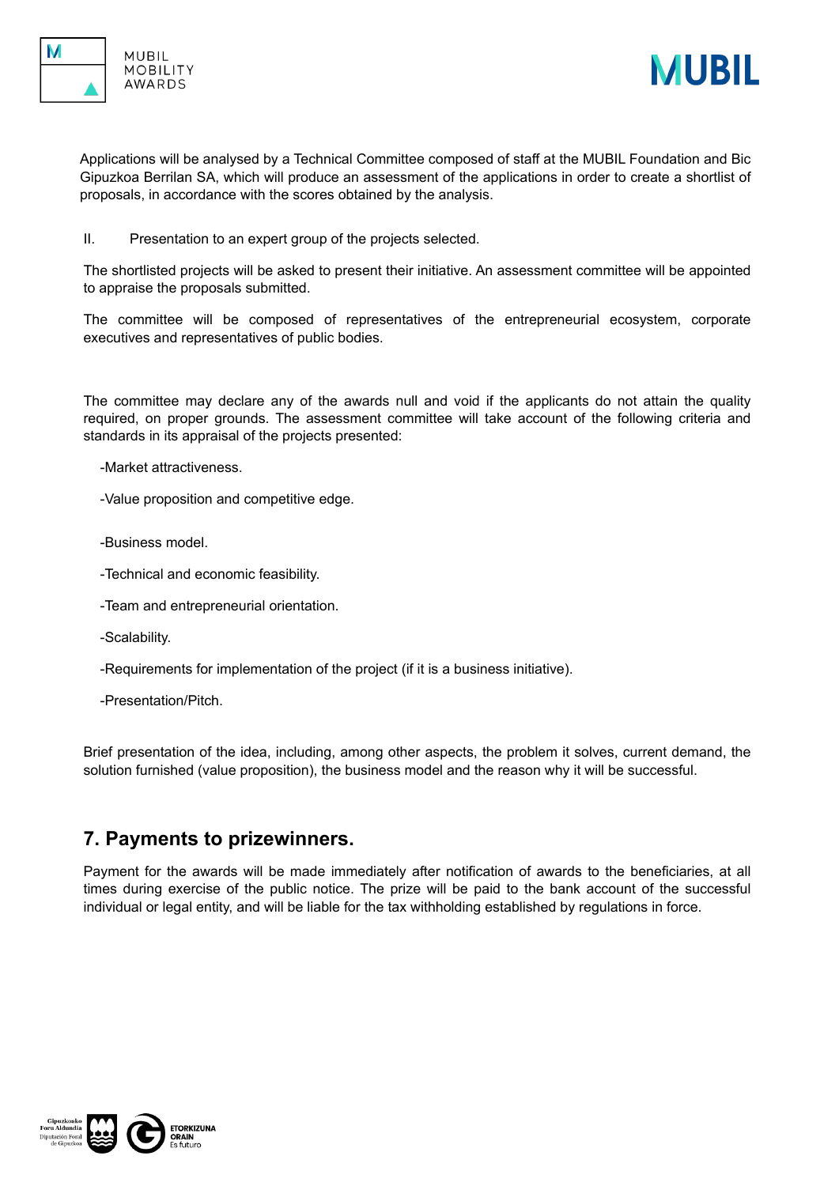Applications will be analysed by a Technical Committee composed of staff at the MUBIL Foundation and Bic Gipuzkoa Berrilan SA, which will produce an assessment of the applications in order to create a shortlist of proposals, in accordance with the scores obtained by the analysis.

II. Presentation to an expert group of the projects selected.

The shortlisted projects will be asked to present their initiative. An assessment committee will be appointed to appraise the proposals submitted.

The committee will be composed of representatives of the entrepreneurial ecosystem, corporate executives and representatives of public bodies.

The committee may declare any of the awards null and void if the applicants do not attain the quality required, on proper grounds. The assessment committee will take account of the following criteria and standards in its appraisal of the projects presented:

-Market attractiveness.

-Value proposition and competitive edge.

-Business model.

-Technical and economic feasibility.

-Team and entrepreneurial orientation.

-Scalability.

-Requirements for implementation of the project (if it is a business initiative).

-Presentation/Pitch.

Brief presentation of the idea, including, among other aspects, the problem it solves, current demand, the solution furnished (value proposition), the business model and the reason why it will be successful.

## 7. Payments to prizewinners.

Payment for the awards will be made immediately after notification of awards to the beneficiaries, at all times during exercise of the public notice. The prize will be paid to the bank account of the successful individual or legal entity, and will be liable for the tax withholding established by regulations in force.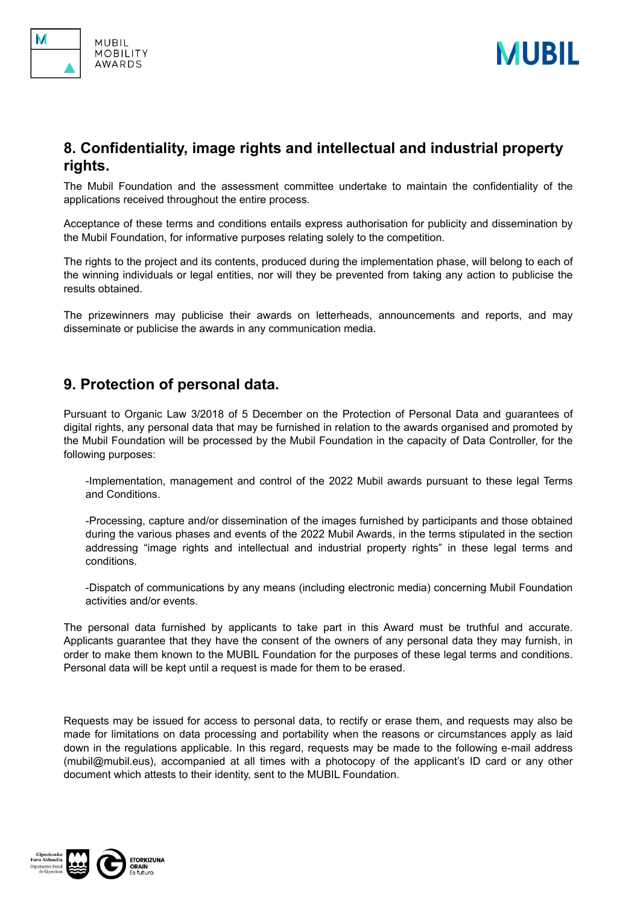## 8. Confidentiality, image rights and intellectual and industrial property rights.

The Mubil Foundation and the assessment committee undertake to maintain the confidentiality of the applications received throughout the entire process.

Acceptance of these terms and conditions entails express authorisation for publicity and dissemination by the Mubil Foundation, for informative purposes relating solely to the competition.

The rights to the project and its contents, produced during the implementation phase, will belong to each of the winning individuals or legal entities, nor will they be prevented from taking any action to publicise the results obtained.

The prizewinners may publicise their awards on letterheads, announcements and reports, and may disseminate or publicise the awards in any communication media.

## 9. Protection of personal data.

Pursuant to Organic Law 3/2018 of 5 December on the Protection of Personal Data and guarantees of digital rights, any personal data that may be furnished in relation to the awards organised and promoted by the Mubil Foundation will be processed by the Mubil Foundation in the capacity of Data Controller, for the following purposes:

-Implementation, management and control of the 2022 Mubil awards pursuant to these legal Terms and Conditions.

-Processing, capture and/or dissemination of the images furnished by participants and those obtained during the various phases and events of the 2022 Mubil Awards, in the terms stipulated in the section addressing "image rights and intellectual and industrial property rights" in these legal terms and conditions.

-Dispatch of communications by any means (including electronic media) concerning Mubil Foundation activities and/or events.

The personal data furnished by applicants to take part in this Award must be truthful and accurate. Applicants guarantee that they have the consent of the owners of any personal data they may furnish, in order to make them known to the MUBIL Foundation for the purposes of these legal terms and conditions. Personal data will be kept until a request is made for them to be erased.

Requests may be issued for access to personal data, to rectify or erase them, and requests may also be made for limitations on data processing and portability when the reasons or circumstances apply as laid down in the regulations applicable. In this regard, requests may be made to the following e-mail address (mubil@mubil.eus), accompanied at all times with a photocopy of the applicant's ID card or any other document which attests to their identity, sent to the MUBIL Foundation.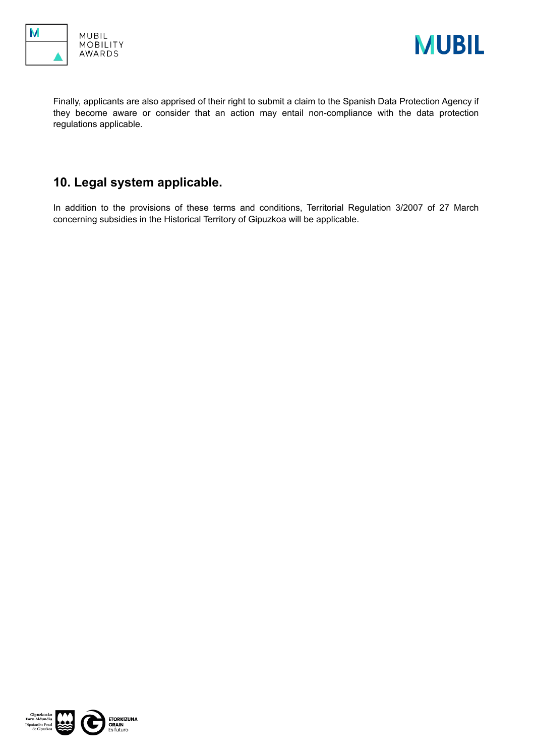Finally, applicants are also apprised of their right to submit a claim to the Spanish Data Protection Agency if they become aware or consider that an action may entail non-compliance with the data protection regulations applicable.

## 10. Legal system applicable.

In addition to the provisions of these terms and conditions, Territorial Regulation 3/2007 of 27 March concerning subsidies in the Historical Territory of Gipuzkoa will be applicable.